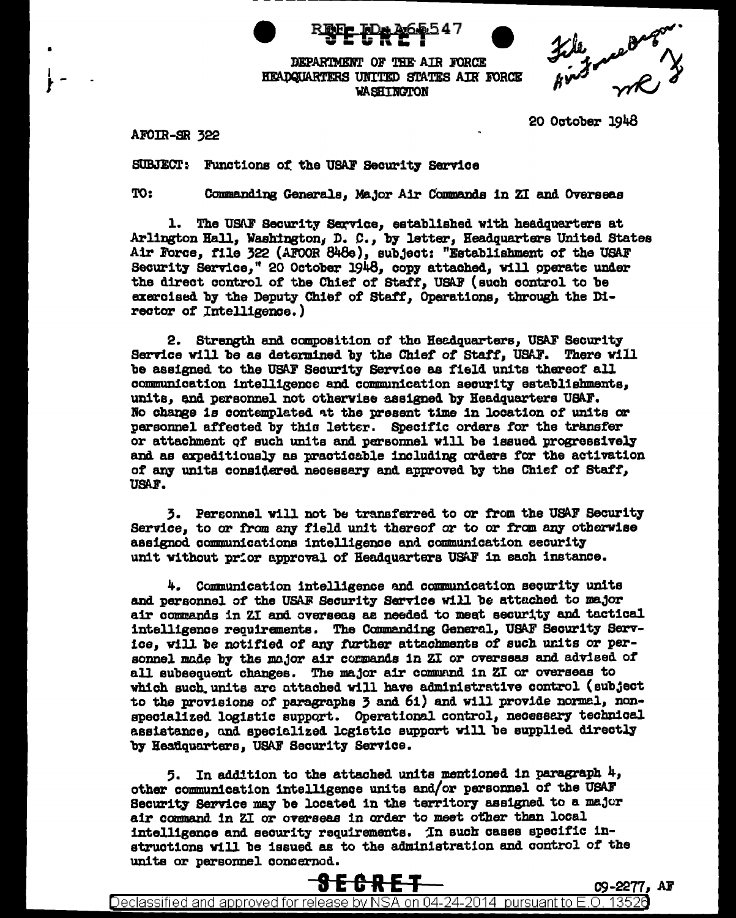REF ID:A65547

SECRET

DEPARTMENT OF THE AIR FORCE
HEADQUARTERS UNITED STATES AIR FORCE
WASHINGTON

File
Air Force Organ.

20 October 1948

AFOIR-SR 322

SUBJECT: Functions of the USAF Security Service

TO: Commanding Generals, Major Air Commands in ZI and Overseas

1. The USAF Security Service, established with headquarters at Arlington Hall, Washington, D. C., by letter, Headquarters United States Air Force, file 322 (AFOOR 848e), subject: "Establishment of the USAF Security Service," 20 October 1948, copy attached, will operate under the direct control of the Chief of Staff, USAF (such control to be exercised by the Deputy Chief of Staff, Operations, through the Director of Intelligence.)

2. Strength and composition of the Headquarters, USAF Security Service will be as determined by the Chief of Staff, USAF. There will be assigned to the USAF Security Service as field units thereof all communication intelligence and communication security establishments, units, and personnel not otherwise assigned by Headquarters USAF. No change is contemplated at the present time in location of units or personnel affected by this letter. Specific orders for the transfer or attachment of such units and personnel will be issued progressively and as expeditiously as practicable including orders for the activation of any units considered necessary and approved by the Chief of Staff, USAF.

3. Personnel will not be transferred to or from the USAF Security Service, to or from any field unit thereof or to or from any otherwise assigned communications intelligence and communication security unit without prior approval of Headquarters USAF in each instance.

4. Communication intelligence and communication security units and personnel of the USAF Security Service will be attached to major air commands in ZI and overseas as needed to meet security and tactical intelligence requirements. The Commanding General, USAF Security Service, will be notified of any further attachments of such units or personnel made by the major air commands in ZI or overseas and advised of all subsequent changes. The major air command in ZI or overseas to which such units are attached will have administrative control (subject to the provisions of paragraphs 3 and 6i) and will provide normal, non-specialized logistic support. Operational control, necessary technical assistance, and specialized logistic support will be supplied directly by Headquarters, USAF Security Service.

5. In addition to the attached units mentioned in paragraph 4, other communication intelligence units and/or personnel of the USAF Security Service may be located in the territory assigned to a major air command in ZI or overseas in order to meet other than local intelligence and security requirements. In such cases specific instructions will be issued as to the administration and control of the units or personnel concerned.

SECRET

C9-2277, AF

Declassified and approved for release by NSA on 04-24-2014 pursuant to E.O. 13526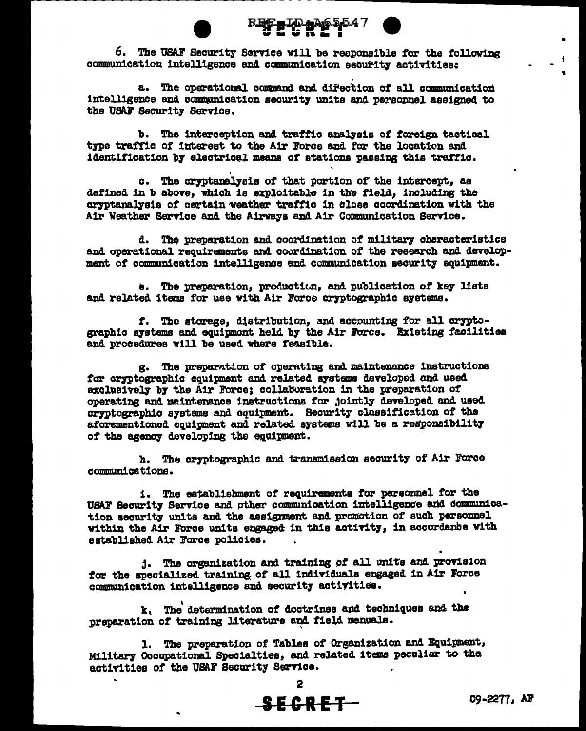6. The USAF Security Service will be responsible for the following communication intelligence and communication security activities:

a. The operational command and direction of all communication intelligence and communication security units and personnel assigned to the USAF Security Service.

b. The interception and traffic analysis of foreign tactical type traffic of interest to the Air Force and for the location and identification by electrical means of stations passing this traffic.

c. The cryptanalysis of that portion of the intercept, as defined in b above, which is exploitable in the field, including the cryptanalysis of certain weather traffic in close coordination with the Air Weather Service and the Airways and Air Communication Service.

d. The preparation and coordination of military characteristics and operational requirements and coordination of the research and development of communication intelligence and communication security equipment.

e. The preparation, production, and publication of key lists and related items for use with Air Force cryptographic systems.

f. The storage, distribution, and accounting for all cryptographic systems and equipment held by the Air Force. Existing facilities and procedures will be used where feasible.

g. The preparation of operating and maintenance instructions for cryptographic equipment and related systems developed and used exclusively by the Air Force; collaboration in the preparation of operating and maintenance instructions for jointly developed and used cryptographic systems and equipment. Security classification of the aforementioned equipment and related systems will be a responsibility of the agency developing the equipment.

h. The cryptographic and transmission security of Air Force communications.

i. The establishment of requirements for personnel for the USAF Security Service and other communication intelligence and communication security units and the assignment and promotion of such personnel within the Air Force units engaged in this activity, in accordance with established Air Force policies.

j. The organization and training of all units and provision for the specialized training of all individuals engaged in Air Force communication intelligence and security activities.

k. The determination of doctrines and techniques and the preparation of training literature and field manuals.

l. The preparation of Tables of Organization and Equipment, Military Occupational Specialties, and related items peculiar to the activities of the USAF Security Service.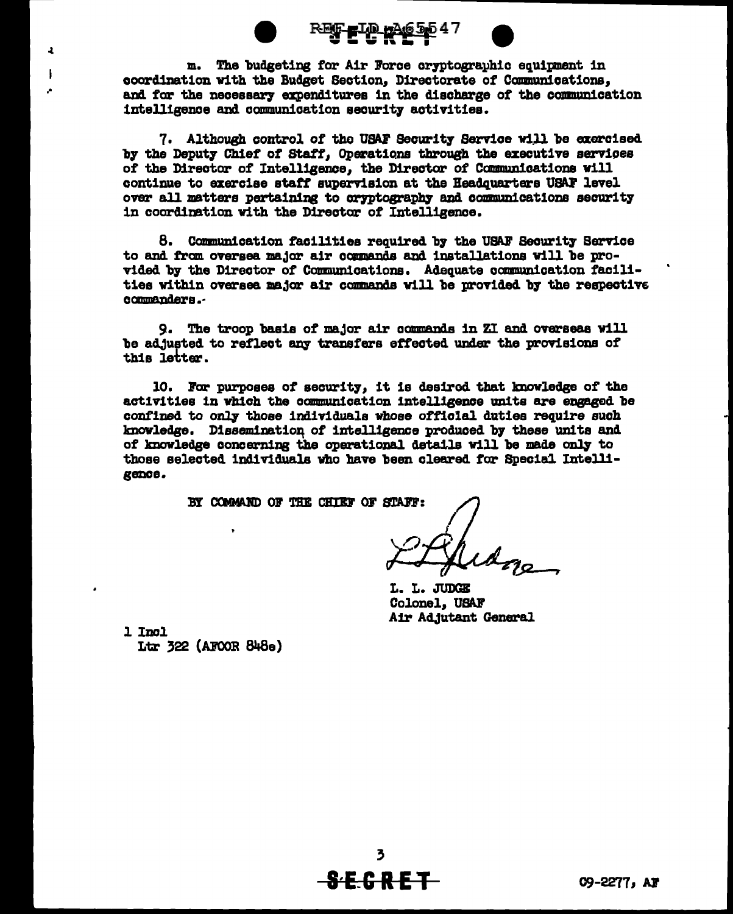m. The budgeting for Air Force cryptographic equipment in coordination with the Budget Section, Directorate of Communications, and for the necessary expenditures in the discharge of the communication intelligence and communication security activities.

7. Although control of the USAF Security Service will be exercised by the Deputy Chief of Staff, Operations through the executive services of the Director of Intelligence, the Director of Communications will continue to exercise staff supervision at the Headquarters USAF level over all matters pertaining to cryptography and communications security in coordination with the Director of Intelligence.

8. Communication facilities required by the USAF Security Service to and from oversea major air commands and installations will be provided by the Director of Communications. Adequate communication facilities within oversea major air commands will be provided by the respective commanders.

9. The troop basis of major air commands in ZI and overseas will be adjusted to reflect any transfers effected under the provisions of this letter.

10. For purposes of security, it is desired that knowledge of the activities in which the communication intelligence units are engaged be confined to only those individuals whose official duties require such knowledge. Dissemination of intelligence produced by these units and of knowledge concerning the operational details will be made only to those selected individuals who have been cleared for Special Intelligence.

BY COMMAND OF THE CHIEF OF STAFF:

L. L. JUDGE
Colonel, USAF
Air Adjutant General

1 Incl
Ltr 322 (AFOOR 848e)

**SECRET**

C9-2277, AF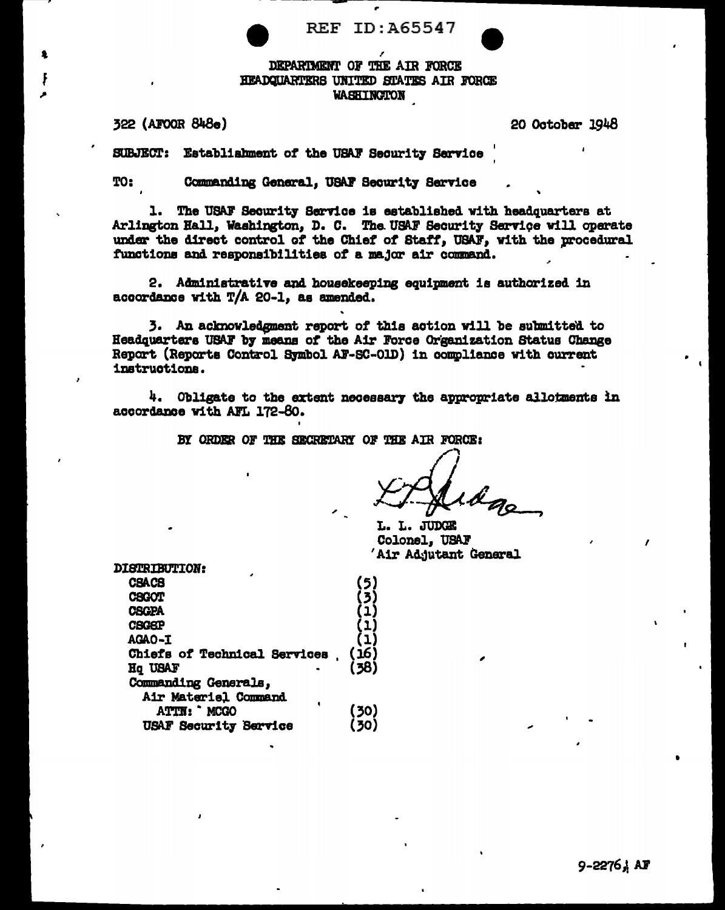REF ID:A65547

DEPARTMENT OF THE AIR FORCE
HEADQUARTERS UNITED STATES AIR FORCE
WASHINGTON

322 (AFOOR 848e)

20 October 1948

SUBJECT: Establishment of the USAF Security Service

TO: Commanding General, USAF Security Service

1. The USAF Security Service is established with headquarters at Arlington Hall, Washington, D. C. The USAF Security Service will operate under the direct control of the Chief of Staff, USAF, with the procedural functions and responsibilities of a major air command.

2. Administrative and housekeeping equipment is authorized in accordance with T/A 20-1, as amended.

3. An acknowledgment report of this action will be submitted to Headquarters USAF by means of the Air Force Organization Status Change Report (Reports Control Symbol AF-SC-01D) in compliance with current instructions.

4. Obligate to the extent necessary the appropriate allotments in accordance with AFL 172-80.

BY ORDER OF THE SECRETARY OF THE AIR FORCE:

L. L. JUDGE
Colonel, USAF
Air Adjutant General

DISTRIBUTION:

| | |
|---|---|
| CSACS | (5) |
| CSGOT | (3) |
| CSGPA | (1) |
| CSGSP | (1) |
| AGAO-I | (1) |
| Chiefs of Technical Services | (16) |
| Hq USAF | (38) |
| Commanding Generals, | |
| Air Materiel Command | |
| ATTN: MCGO | (30) |
| USAF Security Service | (30) |

9-2276 AF